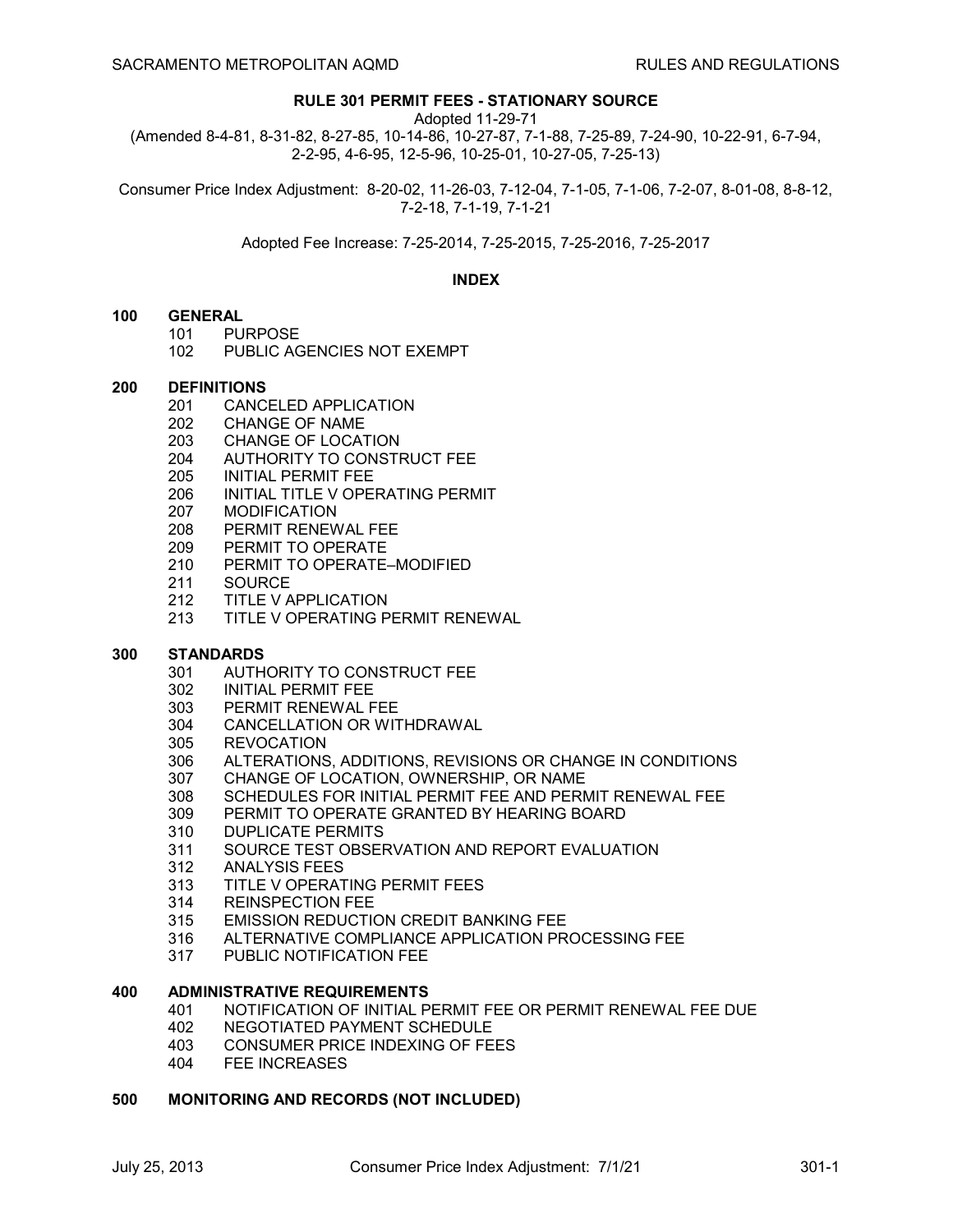# RULE 301 PERMIT FEES - STATIONARY SOURCE

Adopted 11-29-71
(Amended 8-4-81, 8-31-82, 8-27-85, 10-14-86, 10-27-87, 7-1-88, 7-25-89, 7-24-90, 10-22-91, 6-7-94, 2-2-95, 4-6-95, 12-5-96, 10-25-01, 10-27-05, 7-25-13)

Consumer Price Index Adjustment: 8-20-02, 11-26-03, 7-12-04, 7-1-05, 7-1-06, 7-2-07, 8-01-08, 8-8-12, 7-2-18, 7-1-19, 7-1-21

Adopted Fee Increase: 7-25-2014, 7-25-2015, 7-25-2016, 7-25-2017

## INDEX

**100 GENERAL**
- 101 PURPOSE
- 102 PUBLIC AGENCIES NOT EXEMPT

**200 DEFINITIONS**
- 201 CANCELED APPLICATION
- 202 CHANGE OF NAME
- 203 CHANGE OF LOCATION
- 204 AUTHORITY TO CONSTRUCT FEE
- 205 INITIAL PERMIT FEE
- 206 INITIAL TITLE V OPERATING PERMIT
- 207 MODIFICATION
- 208 PERMIT RENEWAL FEE
- 209 PERMIT TO OPERATE
- 210 PERMIT TO OPERATE–MODIFIED
- 211 SOURCE
- 212 TITLE V APPLICATION
- 213 TITLE V OPERATING PERMIT RENEWAL

**300 STANDARDS**
- 301 AUTHORITY TO CONSTRUCT FEE
- 302 INITIAL PERMIT FEE
- 303 PERMIT RENEWAL FEE
- 304 CANCELLATION OR WITHDRAWAL
- 305 REVOCATION
- 306 ALTERATIONS, ADDITIONS, REVISIONS OR CHANGE IN CONDITIONS
- 307 CHANGE OF LOCATION, OWNERSHIP, OR NAME
- 308 SCHEDULES FOR INITIAL PERMIT FEE AND PERMIT RENEWAL FEE
- 309 PERMIT TO OPERATE GRANTED BY HEARING BOARD
- 310 DUPLICATE PERMITS
- 311 SOURCE TEST OBSERVATION AND REPORT EVALUATION
- 312 ANALYSIS FEES
- 313 TITLE V OPERATING PERMIT FEES
- 314 REINSPECTION FEE
- 315 EMISSION REDUCTION CREDIT BANKING FEE
- 316 ALTERNATIVE COMPLIANCE APPLICATION PROCESSING FEE
- 317 PUBLIC NOTIFICATION FEE

**400 ADMINISTRATIVE REQUIREMENTS**
- 401 NOTIFICATION OF INITIAL PERMIT FEE OR PERMIT RENEWAL FEE DUE
- 402 NEGOTIATED PAYMENT SCHEDULE
- 403 CONSUMER PRICE INDEXING OF FEES
- 404 FEE INCREASES

**500 MONITORING AND RECORDS (NOT INCLUDED)**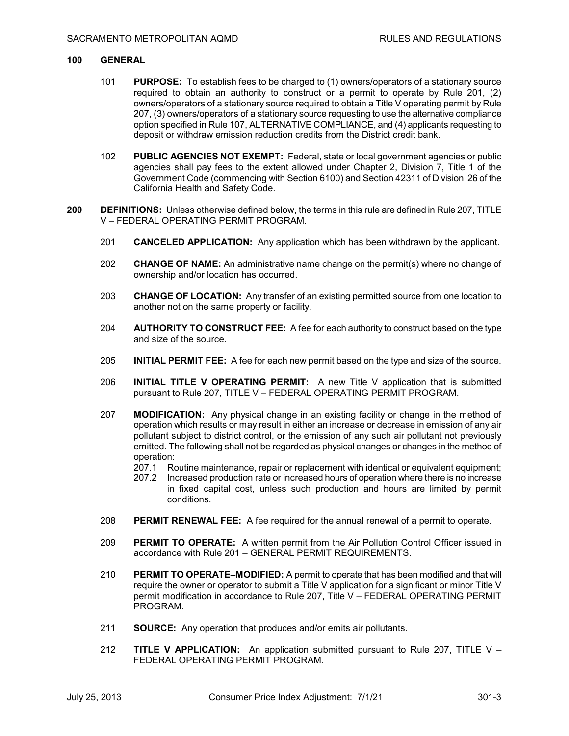## 100 GENERAL

101 **PURPOSE:** To establish fees to be charged to (1) owners/operators of a stationary source required to obtain an authority to construct or a permit to operate by Rule 201, (2) owners/operators of a stationary source required to obtain a Title V operating permit by Rule 207, (3) owners/operators of a stationary source requesting to use the alternative compliance option specified in Rule 107, ALTERNATIVE COMPLIANCE, and (4) applicants requesting to deposit or withdraw emission reduction credits from the District credit bank.

102 **PUBLIC AGENCIES NOT EXEMPT:** Federal, state or local government agencies or public agencies shall pay fees to the extent allowed under Chapter 2, Division 7, Title 1 of the Government Code (commencing with Section 6100) and Section 42311 of Division 26 of the California Health and Safety Code.

## 200 DEFINITIONS: Unless otherwise defined below, the terms in this rule are defined in Rule 207, TITLE V – FEDERAL OPERATING PERMIT PROGRAM.

201 **CANCELED APPLICATION:** Any application which has been withdrawn by the applicant.

202 **CHANGE OF NAME:** An administrative name change on the permit(s) where no change of ownership and/or location has occurred.

203 **CHANGE OF LOCATION:** Any transfer of an existing permitted source from one location to another not on the same property or facility.

204 **AUTHORITY TO CONSTRUCT FEE:** A fee for each authority to construct based on the type and size of the source.

205 **INITIAL PERMIT FEE:** A fee for each new permit based on the type and size of the source.

206 **INITIAL TITLE V OPERATING PERMIT:** A new Title V application that is submitted pursuant to Rule 207, TITLE V – FEDERAL OPERATING PERMIT PROGRAM.

207 **MODIFICATION:** Any physical change in an existing facility or change in the method of operation which results or may result in either an increase or decrease in emission of any air pollutant subject to district control, or the emission of any such air pollutant not previously emitted. The following shall not be regarded as physical changes or changes in the method of operation:

207.1 Routine maintenance, repair or replacement with identical or equivalent equipment;

207.2 Increased production rate or increased hours of operation where there is no increase in fixed capital cost, unless such production and hours are limited by permit conditions.

208 **PERMIT RENEWAL FEE:** A fee required for the annual renewal of a permit to operate.

209 **PERMIT TO OPERATE:** A written permit from the Air Pollution Control Officer issued in accordance with Rule 201 – GENERAL PERMIT REQUIREMENTS.

210 **PERMIT TO OPERATE–MODIFIED:** A permit to operate that has been modified and that will require the owner or operator to submit a Title V application for a significant or minor Title V permit modification in accordance to Rule 207, Title V – FEDERAL OPERATING PERMIT PROGRAM.

211 **SOURCE:** Any operation that produces and/or emits air pollutants.

212 **TITLE V APPLICATION:** An application submitted pursuant to Rule 207, TITLE V – FEDERAL OPERATING PERMIT PROGRAM.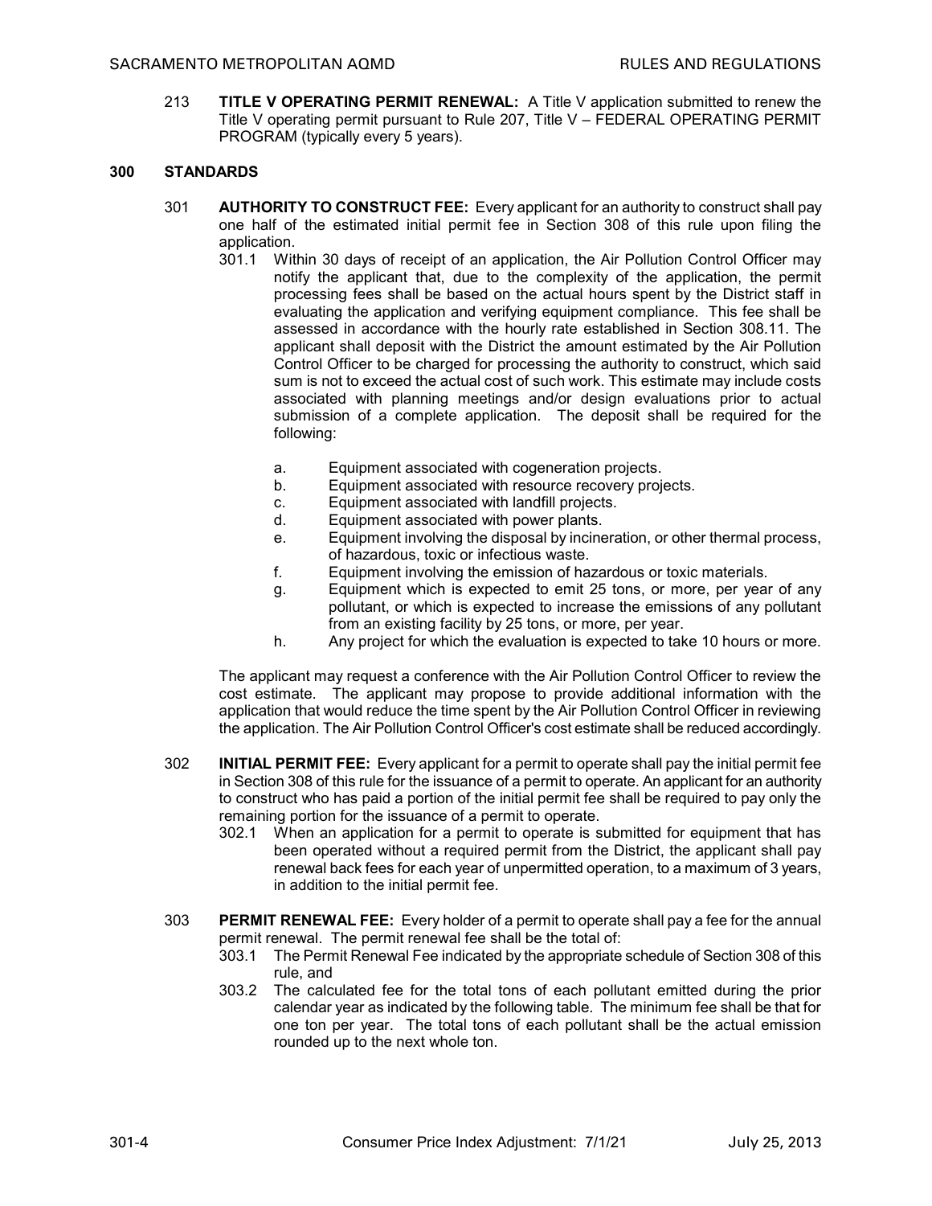213 **TITLE V OPERATING PERMIT RENEWAL:** A Title V application submitted to renew the Title V operating permit pursuant to Rule 207, Title V – FEDERAL OPERATING PERMIT PROGRAM (typically every 5 years).

## 300 STANDARDS

301 **AUTHORITY TO CONSTRUCT FEE:** Every applicant for an authority to construct shall pay one half of the estimated initial permit fee in Section 308 of this rule upon filing the application.

301.1 Within 30 days of receipt of an application, the Air Pollution Control Officer may notify the applicant that, due to the complexity of the application, the permit processing fees shall be based on the actual hours spent by the District staff in evaluating the application and verifying equipment compliance. This fee shall be assessed in accordance with the hourly rate established in Section 308.11. The applicant shall deposit with the District the amount estimated by the Air Pollution Control Officer to be charged for processing the authority to construct, which said sum is not to exceed the actual cost of such work. This estimate may include costs associated with planning meetings and/or design evaluations prior to actual submission of a complete application. The deposit shall be required for the following:

a. Equipment associated with cogeneration projects.

b. Equipment associated with resource recovery projects.

c. Equipment associated with landfill projects.

d. Equipment associated with power plants.

e. Equipment involving the disposal by incineration, or other thermal process, of hazardous, toxic or infectious waste.

f. Equipment involving the emission of hazardous or toxic materials.

g. Equipment which is expected to emit 25 tons, or more, per year of any pollutant, or which is expected to increase the emissions of any pollutant from an existing facility by 25 tons, or more, per year.

h. Any project for which the evaluation is expected to take 10 hours or more.

The applicant may request a conference with the Air Pollution Control Officer to review the cost estimate. The applicant may propose to provide additional information with the application that would reduce the time spent by the Air Pollution Control Officer in reviewing the application. The Air Pollution Control Officer's cost estimate shall be reduced accordingly.

302 **INITIAL PERMIT FEE:** Every applicant for a permit to operate shall pay the initial permit fee in Section 308 of this rule for the issuance of a permit to operate. An applicant for an authority to construct who has paid a portion of the initial permit fee shall be required to pay only the remaining portion for the issuance of a permit to operate.

302.1 When an application for a permit to operate is submitted for equipment that has been operated without a required permit from the District, the applicant shall pay renewal back fees for each year of unpermitted operation, to a maximum of 3 years, in addition to the initial permit fee.

303 **PERMIT RENEWAL FEE:** Every holder of a permit to operate shall pay a fee for the annual permit renewal. The permit renewal fee shall be the total of:

303.1 The Permit Renewal Fee indicated by the appropriate schedule of Section 308 of this rule, and

303.2 The calculated fee for the total tons of each pollutant emitted during the prior calendar year as indicated by the following table. The minimum fee shall be that for one ton per year. The total tons of each pollutant shall be the actual emission rounded up to the next whole ton.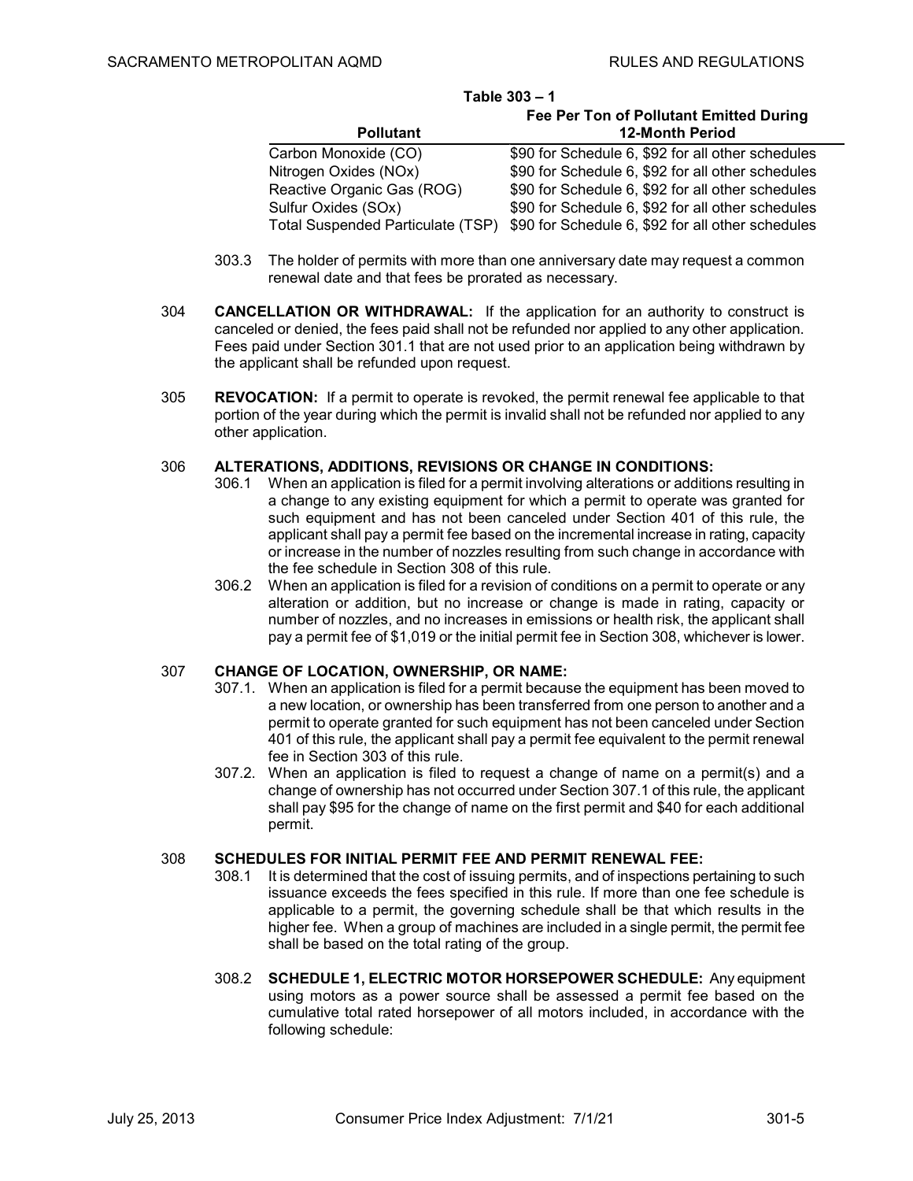**Table 303 – 1**

| Pollutant | Fee Per Ton of Pollutant Emitted During 12-Month Period |
|---|---|
| Carbon Monoxide (CO) | \$90 for Schedule 6, \$92 for all other schedules |
| Nitrogen Oxides (NOx) | \$90 for Schedule 6, \$92 for all other schedules |
| Reactive Organic Gas (ROG) | \$90 for Schedule 6, \$92 for all other schedules |
| Sulfur Oxides (SOx) | \$90 for Schedule 6, \$92 for all other schedules |
| Total Suspended Particulate (TSP) | \$90 for Schedule 6, \$92 for all other schedules |

303.3 The holder of permits with more than one anniversary date may request a common renewal date and that fees be prorated as necessary.

304 **CANCELLATION OR WITHDRAWAL:** If the application for an authority to construct is canceled or denied, the fees paid shall not be refunded nor applied to any other application. Fees paid under Section 301.1 that are not used prior to an application being withdrawn by the applicant shall be refunded upon request.

305 **REVOCATION:** If a permit to operate is revoked, the permit renewal fee applicable to that portion of the year during which the permit is invalid shall not be refunded nor applied to any other application.

306 **ALTERATIONS, ADDITIONS, REVISIONS OR CHANGE IN CONDITIONS:**

306.1 When an application is filed for a permit involving alterations or additions resulting in a change to any existing equipment for which a permit to operate was granted for such equipment and has not been canceled under Section 401 of this rule, the applicant shall pay a permit fee based on the incremental increase in rating, capacity or increase in the number of nozzles resulting from such change in accordance with the fee schedule in Section 308 of this rule.

306.2 When an application is filed for a revision of conditions on a permit to operate or any alteration or addition, but no increase or change is made in rating, capacity or number of nozzles, and no increases in emissions or health risk, the applicant shall pay a permit fee of \$1,019 or the initial permit fee in Section 308, whichever is lower.

307 **CHANGE OF LOCATION, OWNERSHIP, OR NAME:**

307.1. When an application is filed for a permit because the equipment has been moved to a new location, or ownership has been transferred from one person to another and a permit to operate granted for such equipment has not been canceled under Section 401 of this rule, the applicant shall pay a permit fee equivalent to the permit renewal fee in Section 303 of this rule.

307.2. When an application is filed to request a change of name on a permit(s) and a change of ownership has not occurred under Section 307.1 of this rule, the applicant shall pay \$95 for the change of name on the first permit and \$40 for each additional permit.

308 **SCHEDULES FOR INITIAL PERMIT FEE AND PERMIT RENEWAL FEE:**

308.1 It is determined that the cost of issuing permits, and of inspections pertaining to such issuance exceeds the fees specified in this rule. If more than one fee schedule is applicable to a permit, the governing schedule shall be that which results in the higher fee. When a group of machines are included in a single permit, the permit fee shall be based on the total rating of the group.

308.2 **SCHEDULE 1, ELECTRIC MOTOR HORSEPOWER SCHEDULE:** Any equipment using motors as a power source shall be assessed a permit fee based on the cumulative total rated horsepower of all motors included, in accordance with the following schedule: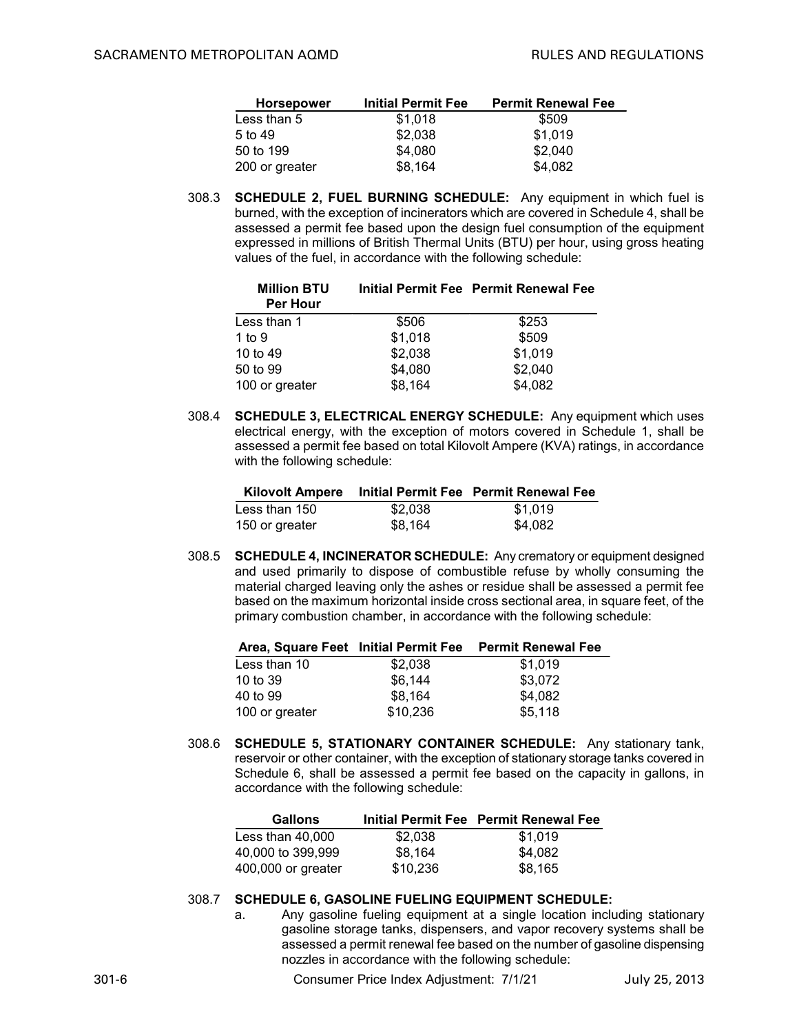| Horsepower | Initial Permit Fee | Permit Renewal Fee |
|---|---|---|
| Less than 5 | $1,018 | $509 |
| 5 to 49 | $2,038 | $1,019 |
| 50 to 199 | $4,080 | $2,040 |
| 200 or greater | $8,164 | $4,082 |

308.3 **SCHEDULE 2, FUEL BURNING SCHEDULE:** Any equipment in which fuel is burned, with the exception of incinerators which are covered in Schedule 4, shall be assessed a permit fee based upon the design fuel consumption of the equipment expressed in millions of British Thermal Units (BTU) per hour, using gross heating values of the fuel, in accordance with the following schedule:

| Million BTU Per Hour | Initial Permit Fee | Permit Renewal Fee |
|---|---|---|
| Less than 1 | $506 | $253 |
| 1 to 9 | $1,018 | $509 |
| 10 to 49 | $2,038 | $1,019 |
| 50 to 99 | $4,080 | $2,040 |
| 100 or greater | $8,164 | $4,082 |

308.4 **SCHEDULE 3, ELECTRICAL ENERGY SCHEDULE:** Any equipment which uses electrical energy, with the exception of motors covered in Schedule 1, shall be assessed a permit fee based on total Kilovolt Ampere (KVA) ratings, in accordance with the following schedule:

| Kilovolt Ampere | Initial Permit Fee | Permit Renewal Fee |
|---|---|---|
| Less than 150 | $2,038 | $1,019 |
| 150 or greater | $8,164 | $4,082 |

308.5 **SCHEDULE 4, INCINERATOR SCHEDULE:** Any crematory or equipment designed and used primarily to dispose of combustible refuse by wholly consuming the material charged leaving only the ashes or residue shall be assessed a permit fee based on the maximum horizontal inside cross sectional area, in square feet, of the primary combustion chamber, in accordance with the following schedule:

| Area, Square Feet | Initial Permit Fee | Permit Renewal Fee |
|---|---|---|
| Less than 10 | $2,038 | $1,019 |
| 10 to 39 | $6,144 | $3,072 |
| 40 to 99 | $8,164 | $4,082 |
| 100 or greater | $10,236 | $5,118 |

308.6 **SCHEDULE 5, STATIONARY CONTAINER SCHEDULE:** Any stationary tank, reservoir or other container, with the exception of stationary storage tanks covered in Schedule 6, shall be assessed a permit fee based on the capacity in gallons, in accordance with the following schedule:

| Gallons | Initial Permit Fee | Permit Renewal Fee |
|---|---|---|
| Less than 40,000 | $2,038 | $1,019 |
| 40,000 to 399,999 | $8,164 | $4,082 |
| 400,000 or greater | $10,236 | $8,165 |

308.7 **SCHEDULE 6, GASOLINE FUELING EQUIPMENT SCHEDULE:**

a. Any gasoline fueling equipment at a single location including stationary gasoline storage tanks, dispensers, and vapor recovery systems shall be assessed a permit renewal fee based on the number of gasoline dispensing nozzles in accordance with the following schedule: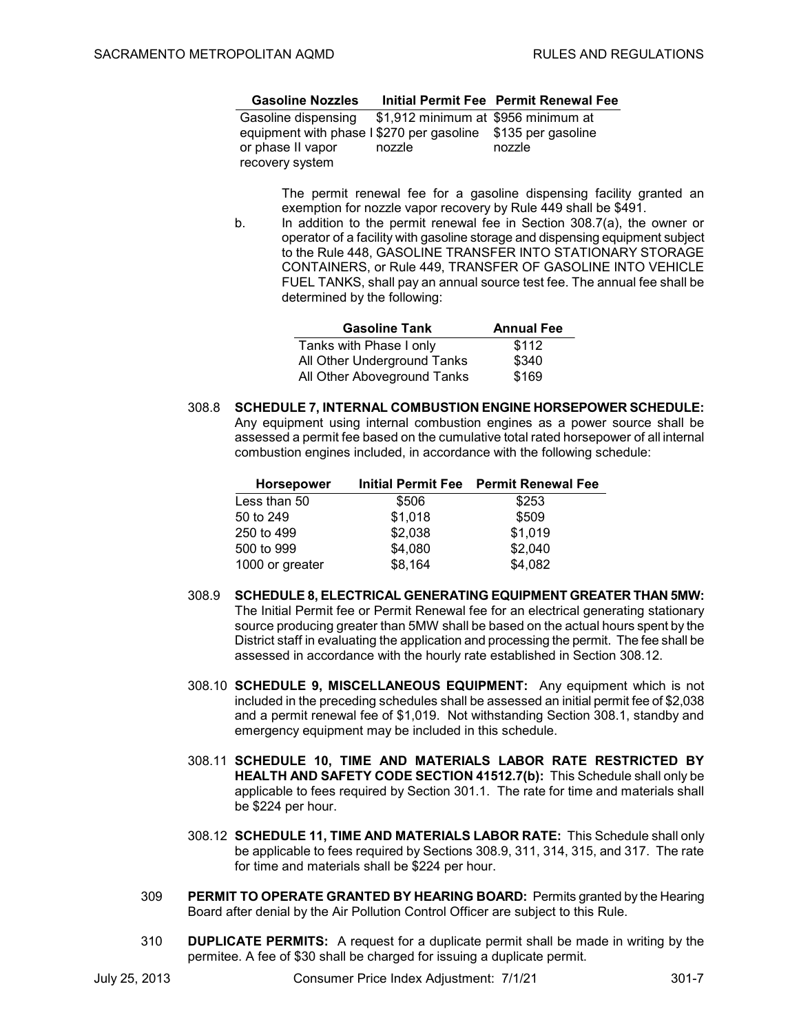| Gasoline Nozzles | Initial Permit Fee | Permit Renewal Fee |
|---|---|---|
| Gasoline dispensing equipment with phase I or phase II vapor recovery system | $1,912 minimum at $270 per gasoline nozzle | $956 minimum at $135 per gasoline nozzle |

The permit renewal fee for a gasoline dispensing facility granted an exemption for nozzle vapor recovery by Rule 449 shall be $491.

b. In addition to the permit renewal fee in Section 308.7(a), the owner or operator of a facility with gasoline storage and dispensing equipment subject to the Rule 448, GASOLINE TRANSFER INTO STATIONARY STORAGE CONTAINERS, or Rule 449, TRANSFER OF GASOLINE INTO VEHICLE FUEL TANKS, shall pay an annual source test fee. The annual fee shall be determined by the following:

| Gasoline Tank | Annual Fee |
|---|---|
| Tanks with Phase I only | $112 |
| All Other Underground Tanks | $340 |
| All Other Aboveground Tanks | $169 |

308.8 **SCHEDULE 7, INTERNAL COMBUSTION ENGINE HORSEPOWER SCHEDULE:** Any equipment using internal combustion engines as a power source shall be assessed a permit fee based on the cumulative total rated horsepower of all internal combustion engines included, in accordance with the following schedule:

| Horsepower | Initial Permit Fee | Permit Renewal Fee |
|---|---|---|
| Less than 50 | $506 | $253 |
| 50 to 249 | $1,018 | $509 |
| 250 to 499 | $2,038 | $1,019 |
| 500 to 999 | $4,080 | $2,040 |
| 1000 or greater | $8,164 | $4,082 |

308.9 **SCHEDULE 8, ELECTRICAL GENERATING EQUIPMENT GREATER THAN 5MW:** The Initial Permit fee or Permit Renewal fee for an electrical generating stationary source producing greater than 5MW shall be based on the actual hours spent by the District staff in evaluating the application and processing the permit. The fee shall be assessed in accordance with the hourly rate established in Section 308.12.

308.10 **SCHEDULE 9, MISCELLANEOUS EQUIPMENT:** Any equipment which is not included in the preceding schedules shall be assessed an initial permit fee of $2,038 and a permit renewal fee of $1,019. Not withstanding Section 308.1, standby and emergency equipment may be included in this schedule.

308.11 **SCHEDULE 10, TIME AND MATERIALS LABOR RATE RESTRICTED BY HEALTH AND SAFETY CODE SECTION 41512.7(b):** This Schedule shall only be applicable to fees required by Section 301.1. The rate for time and materials shall be $224 per hour.

308.12 **SCHEDULE 11, TIME AND MATERIALS LABOR RATE:** This Schedule shall only be applicable to fees required by Sections 308.9, 311, 314, 315, and 317. The rate for time and materials shall be $224 per hour.

309 **PERMIT TO OPERATE GRANTED BY HEARING BOARD:** Permits granted by the Hearing Board after denial by the Air Pollution Control Officer are subject to this Rule.

310 **DUPLICATE PERMITS:** A request for a duplicate permit shall be made in writing by the permitee. A fee of $30 shall be charged for issuing a duplicate permit.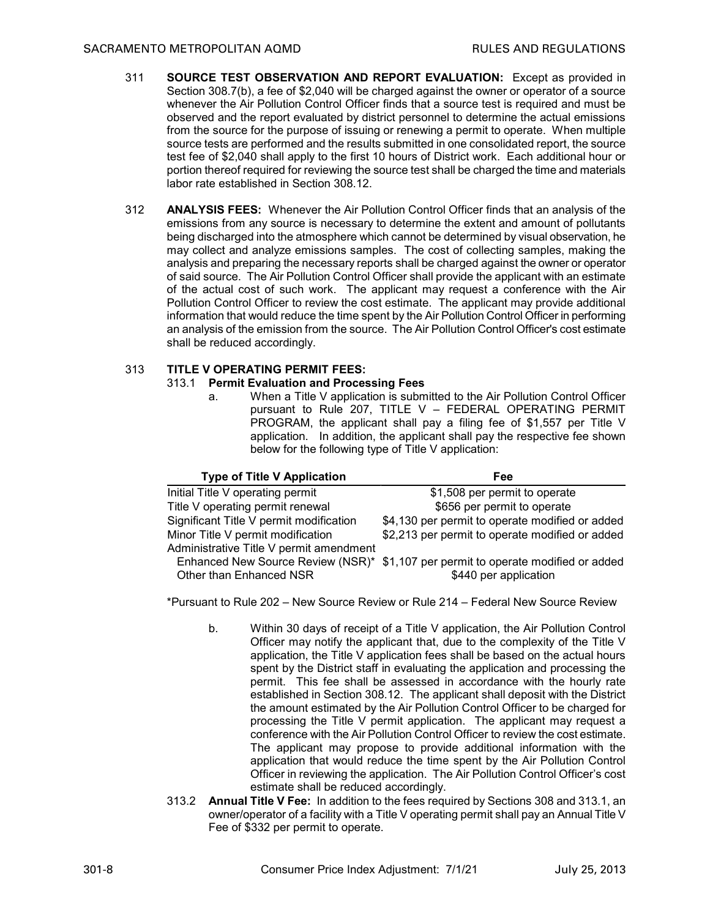311 **SOURCE TEST OBSERVATION AND REPORT EVALUATION:** Except as provided in Section 308.7(b), a fee of $2,040 will be charged against the owner or operator of a source whenever the Air Pollution Control Officer finds that a source test is required and must be observed and the report evaluated by district personnel to determine the actual emissions from the source for the purpose of issuing or renewing a permit to operate. When multiple source tests are performed and the results submitted in one consolidated report, the source test fee of $2,040 shall apply to the first 10 hours of District work. Each additional hour or portion thereof required for reviewing the source test shall be charged the time and materials labor rate established in Section 308.12.

312 **ANALYSIS FEES:** Whenever the Air Pollution Control Officer finds that an analysis of the emissions from any source is necessary to determine the extent and amount of pollutants being discharged into the atmosphere which cannot be determined by visual observation, he may collect and analyze emissions samples. The cost of collecting samples, making the analysis and preparing the necessary reports shall be charged against the owner or operator of said source. The Air Pollution Control Officer shall provide the applicant with an estimate of the actual cost of such work. The applicant may request a conference with the Air Pollution Control Officer to review the cost estimate. The applicant may provide additional information that would reduce the time spent by the Air Pollution Control Officer in performing an analysis of the emission from the source. The Air Pollution Control Officer's cost estimate shall be reduced accordingly.

313 **TITLE V OPERATING PERMIT FEES:**

313.1 **Permit Evaluation and Processing Fees**

a. When a Title V application is submitted to the Air Pollution Control Officer pursuant to Rule 207, TITLE V – FEDERAL OPERATING PERMIT PROGRAM, the applicant shall pay a filing fee of $1,557 per Title V application. In addition, the applicant shall pay the respective fee shown below for the following type of Title V application:

| Type of Title V Application | Fee |
|---|---|
| Initial Title V operating permit | $1,508 per permit to operate |
| Title V operating permit renewal | $656 per permit to operate |
| Significant Title V permit modification | $4,130 per permit to operate modified or added |
| Minor Title V permit modification | $2,213 per permit to operate modified or added |
| Administrative Title V permit amendment | |
| Enhanced New Source Review (NSR)* | $1,107 per permit to operate modified or added |
| Other than Enhanced NSR | $440 per application |

*Pursuant to Rule 202 – New Source Review or Rule 214 – Federal New Source Review

b. Within 30 days of receipt of a Title V application, the Air Pollution Control Officer may notify the applicant that, due to the complexity of the Title V application, the Title V application fees shall be based on the actual hours spent by the District staff in evaluating the application and processing the permit. This fee shall be assessed in accordance with the hourly rate established in Section 308.12. The applicant shall deposit with the District the amount estimated by the Air Pollution Control Officer to be charged for processing the Title V permit application. The applicant may request a conference with the Air Pollution Control Officer to review the cost estimate. The applicant may propose to provide additional information with the application that would reduce the time spent by the Air Pollution Control Officer in reviewing the application. The Air Pollution Control Officer's cost estimate shall be reduced accordingly.

313.2 **Annual Title V Fee:** In addition to the fees required by Sections 308 and 313.1, an owner/operator of a facility with a Title V operating permit shall pay an Annual Title V Fee of $332 per permit to operate.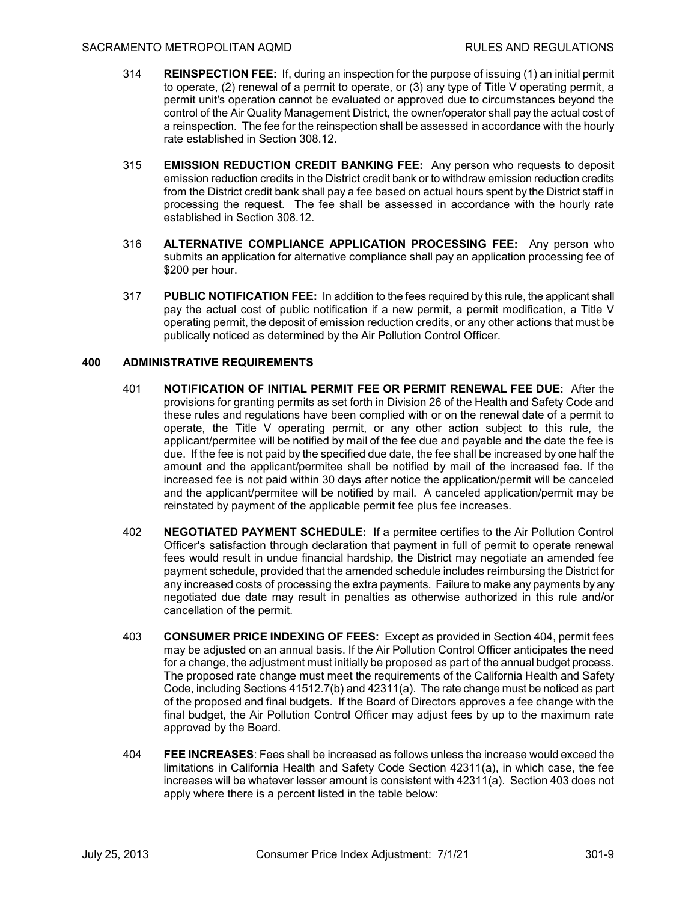314 **REINSPECTION FEE:** If, during an inspection for the purpose of issuing (1) an initial permit to operate, (2) renewal of a permit to operate, or (3) any type of Title V operating permit, a permit unit's operation cannot be evaluated or approved due to circumstances beyond the control of the Air Quality Management District, the owner/operator shall pay the actual cost of a reinspection. The fee for the reinspection shall be assessed in accordance with the hourly rate established in Section 308.12.

315 **EMISSION REDUCTION CREDIT BANKING FEE:** Any person who requests to deposit emission reduction credits in the District credit bank or to withdraw emission reduction credits from the District credit bank shall pay a fee based on actual hours spent by the District staff in processing the request. The fee shall be assessed in accordance with the hourly rate established in Section 308.12.

316 **ALTERNATIVE COMPLIANCE APPLICATION PROCESSING FEE:** Any person who submits an application for alternative compliance shall pay an application processing fee of $200 per hour.

317 **PUBLIC NOTIFICATION FEE:** In addition to the fees required by this rule, the applicant shall pay the actual cost of public notification if a new permit, a permit modification, a Title V operating permit, the deposit of emission reduction credits, or any other actions that must be publically noticed as determined by the Air Pollution Control Officer.

## 400 ADMINISTRATIVE REQUIREMENTS

401 **NOTIFICATION OF INITIAL PERMIT FEE OR PERMIT RENEWAL FEE DUE:** After the provisions for granting permits as set forth in Division 26 of the Health and Safety Code and these rules and regulations have been complied with or on the renewal date of a permit to operate, the Title V operating permit, or any other action subject to this rule, the applicant/permitee will be notified by mail of the fee due and payable and the date the fee is due. If the fee is not paid by the specified due date, the fee shall be increased by one half the amount and the applicant/permitee shall be notified by mail of the increased fee. If the increased fee is not paid within 30 days after notice the application/permit will be canceled and the applicant/permitee will be notified by mail. A canceled application/permit may be reinstated by payment of the applicable permit fee plus fee increases.

402 **NEGOTIATED PAYMENT SCHEDULE:** If a permitee certifies to the Air Pollution Control Officer's satisfaction through declaration that payment in full of permit to operate renewal fees would result in undue financial hardship, the District may negotiate an amended fee payment schedule, provided that the amended schedule includes reimbursing the District for any increased costs of processing the extra payments. Failure to make any payments by any negotiated due date may result in penalties as otherwise authorized in this rule and/or cancellation of the permit.

403 **CONSUMER PRICE INDEXING OF FEES:** Except as provided in Section 404, permit fees may be adjusted on an annual basis. If the Air Pollution Control Officer anticipates the need for a change, the adjustment must initially be proposed as part of the annual budget process. The proposed rate change must meet the requirements of the California Health and Safety Code, including Sections 41512.7(b) and 42311(a). The rate change must be noticed as part of the proposed and final budgets. If the Board of Directors approves a fee change with the final budget, the Air Pollution Control Officer may adjust fees by up to the maximum rate approved by the Board.

404 **FEE INCREASES**: Fees shall be increased as follows unless the increase would exceed the limitations in California Health and Safety Code Section 42311(a), in which case, the fee increases will be whatever lesser amount is consistent with 42311(a). Section 403 does not apply where there is a percent listed in the table below: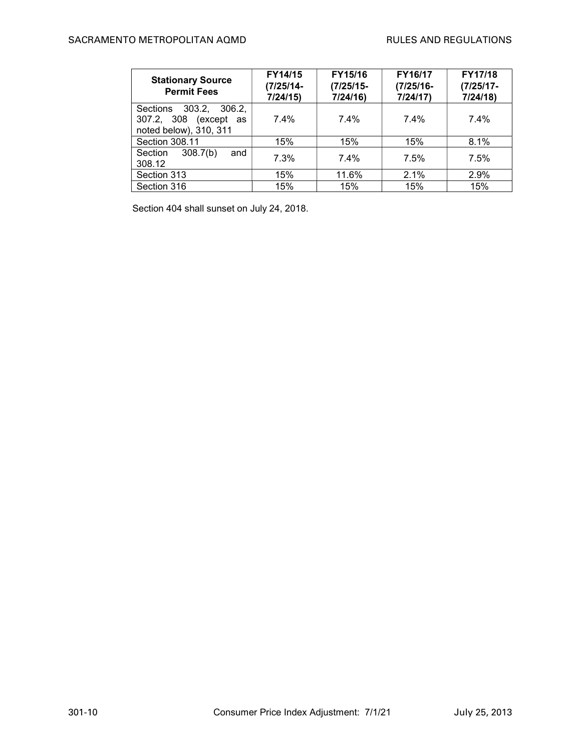| Stationary Source Permit Fees | FY14/15 (7/25/14-7/24/15) | FY15/16 (7/25/15-7/24/16) | FY16/17 (7/25/16-7/24/17) | FY17/18 (7/25/17-7/24/18) |
|---|---|---|---|---|
| Sections 303.2, 306.2, 307.2, 308 (except as noted below), 310, 311 | 7.4% | 7.4% | 7.4% | 7.4% |
| Section 308.11 | 15% | 15% | 15% | 8.1% |
| Section 308.7(b) and 308.12 | 7.3% | 7.4% | 7.5% | 7.5% |
| Section 313 | 15% | 11.6% | 2.1% | 2.9% |
| Section 316 | 15% | 15% | 15% | 15% |

Section 404 shall sunset on July 24, 2018.